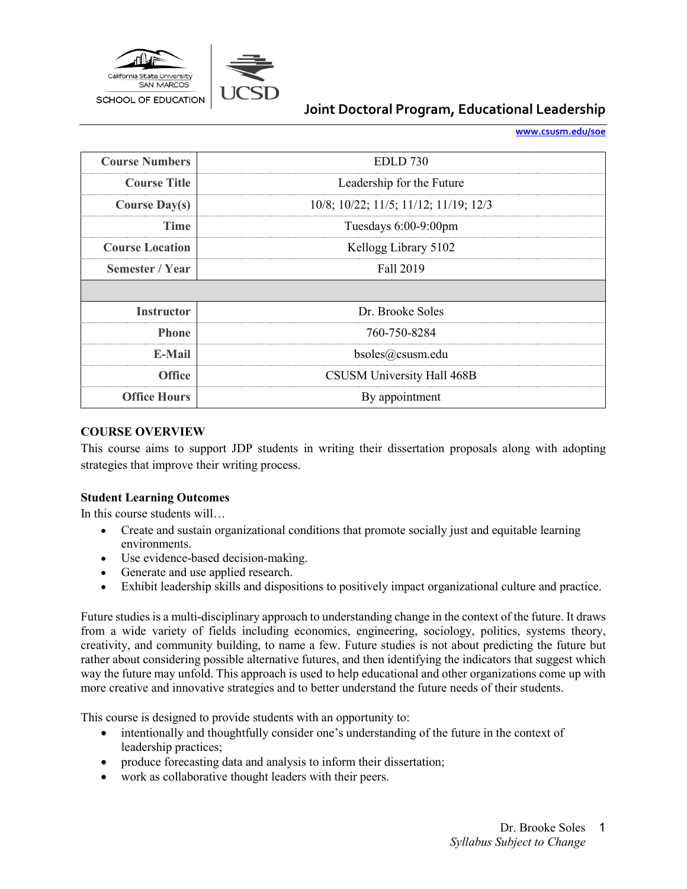California State University SAN MARCOS SCHOOL OF EDUCATION | UCSD

# Joint Doctoral Program, Educational Leadership

www.csusm.edu/soe

| | |
|---|---|
| **Course Numbers** | EDLD 730 |
| **Course Title** | Leadership for the Future |
| **Course Day(s)** | 10/8; 10/22; 11/5; 11/12; 11/19; 12/3 |
| **Time** | Tuesdays 6:00-9:00pm |
| **Course Location** | Kellogg Library 5102 |
| **Semester / Year** | Fall 2019 |
| | |
| **Instructor** | Dr. Brooke Soles |
| **Phone** | 760-750-8284 |
| **E-Mail** | bsoles@csusm.edu |
| **Office** | CSUSM University Hall 468B |
| **Office Hours** | By appointment |

## COURSE OVERVIEW

This course aims to support JDP students in writing their dissertation proposals along with adopting strategies that improve their writing process.

### Student Learning Outcomes

In this course students will…

- Create and sustain organizational conditions that promote socially just and equitable learning environments.
- Use evidence-based decision-making.
- Generate and use applied research.
- Exhibit leadership skills and dispositions to positively impact organizational culture and practice.

Future studies is a multi-disciplinary approach to understanding change in the context of the future. It draws from a wide variety of fields including economics, engineering, sociology, politics, systems theory, creativity, and community building, to name a few. Future studies is not about predicting the future but rather about considering possible alternative futures, and then identifying the indicators that suggest which way the future may unfold. This approach is used to help educational and other organizations come up with more creative and innovative strategies and to better understand the future needs of their students.

This course is designed to provide students with an opportunity to:

- intentionally and thoughtfully consider one's understanding of the future in the context of leadership practices;
- produce forecasting data and analysis to inform their dissertation;
- work as collaborative thought leaders with their peers.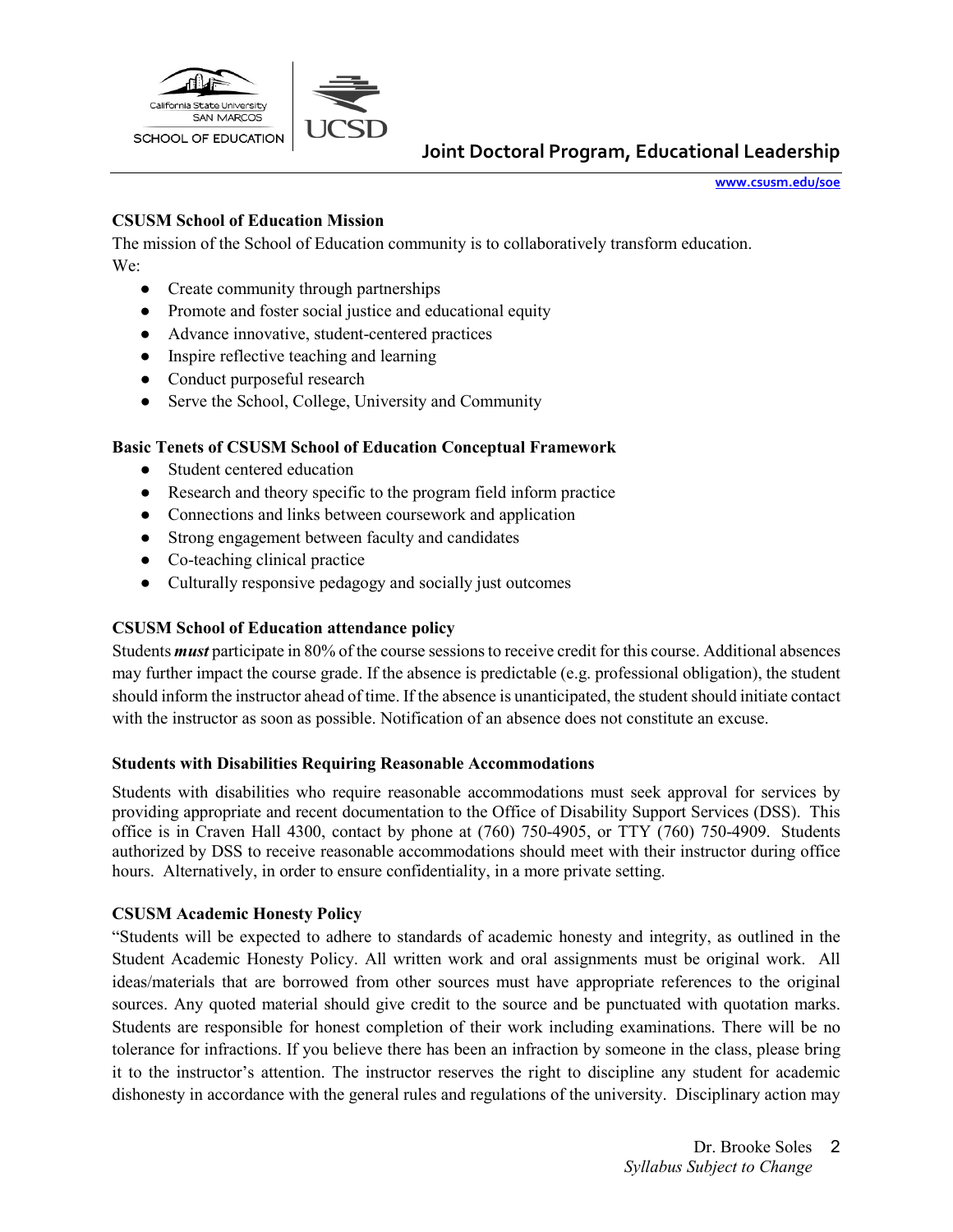### CSUSM School of Education Mission

The mission of the School of Education community is to collaboratively transform education.
We:

- Create community through partnerships
- Promote and foster social justice and educational equity
- Advance innovative, student-centered practices
- Inspire reflective teaching and learning
- Conduct purposeful research
- Serve the School, College, University and Community

### Basic Tenets of CSUSM School of Education Conceptual Framework

- Student centered education
- Research and theory specific to the program field inform practice
- Connections and links between coursework and application
- Strong engagement between faculty and candidates
- Co-teaching clinical practice
- Culturally responsive pedagogy and socially just outcomes

### CSUSM School of Education attendance policy

Students ***must*** participate in 80% of the course sessions to receive credit for this course. Additional absences may further impact the course grade. If the absence is predictable (e.g. professional obligation), the student should inform the instructor ahead of time. If the absence is unanticipated, the student should initiate contact with the instructor as soon as possible. Notification of an absence does not constitute an excuse.

### Students with Disabilities Requiring Reasonable Accommodations

Students with disabilities who require reasonable accommodations must seek approval for services by providing appropriate and recent documentation to the Office of Disability Support Services (DSS). This office is in Craven Hall 4300, contact by phone at (760) 750-4905, or TTY (760) 750-4909. Students authorized by DSS to receive reasonable accommodations should meet with their instructor during office hours. Alternatively, in order to ensure confidentiality, in a more private setting.

### CSUSM Academic Honesty Policy

"Students will be expected to adhere to standards of academic honesty and integrity, as outlined in the Student Academic Honesty Policy. All written work and oral assignments must be original work. All ideas/materials that are borrowed from other sources must have appropriate references to the original sources. Any quoted material should give credit to the source and be punctuated with quotation marks. Students are responsible for honest completion of their work including examinations. There will be no tolerance for infractions. If you believe there has been an infraction by someone in the class, please bring it to the instructor's attention. The instructor reserves the right to discipline any student for academic dishonesty in accordance with the general rules and regulations of the university. Disciplinary action may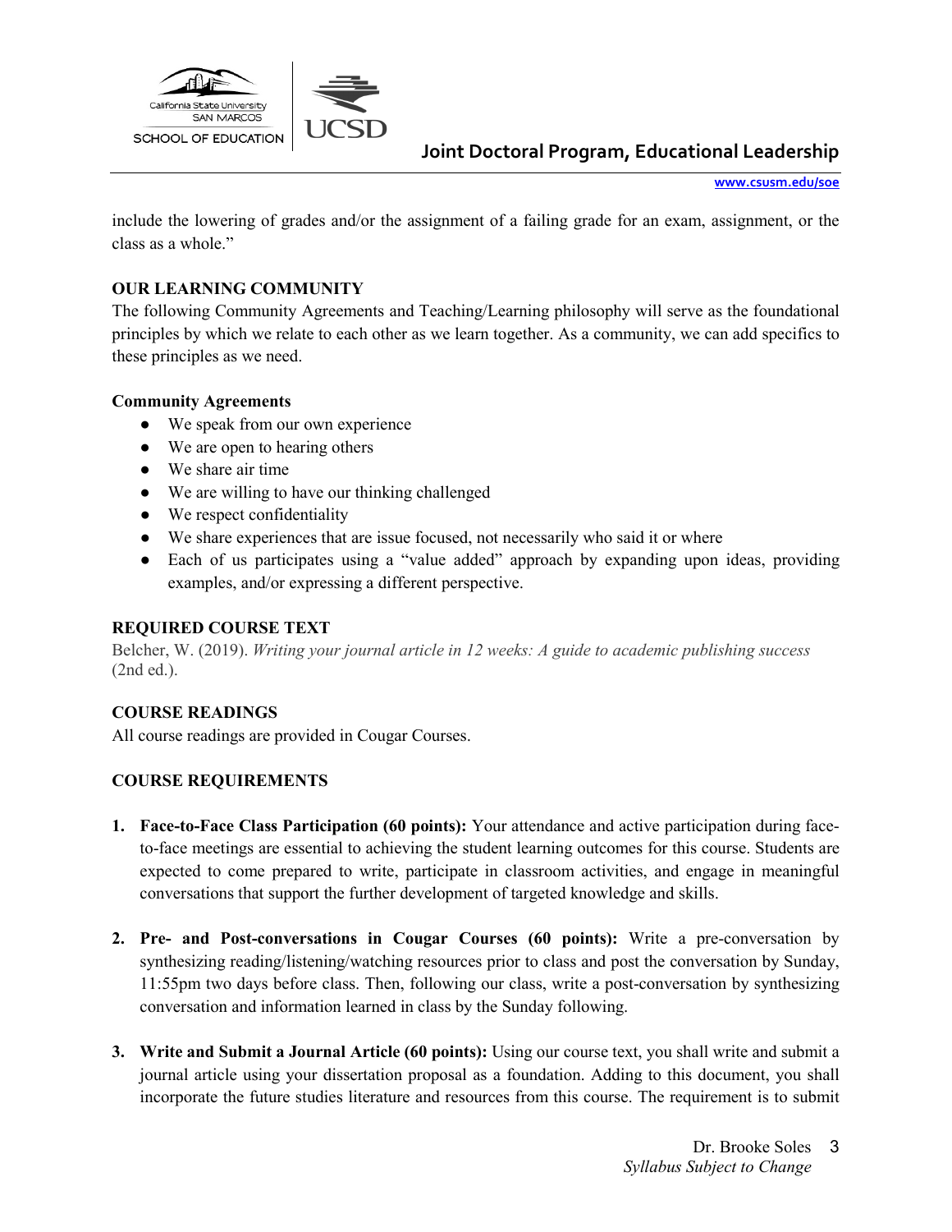include the lowering of grades and/or the assignment of a failing grade for an exam, assignment, or the class as a whole."

**OUR LEARNING COMMUNITY**

The following Community Agreements and Teaching/Learning philosophy will serve as the foundational principles by which we relate to each other as we learn together. As a community, we can add specifics to these principles as we need.

**Community Agreements**

- We speak from our own experience
- We are open to hearing others
- We share air time
- We are willing to have our thinking challenged
- We respect confidentiality
- We share experiences that are issue focused, not necessarily who said it or where
- Each of us participates using a "value added" approach by expanding upon ideas, providing examples, and/or expressing a different perspective.

**REQUIRED COURSE TEXT**

Belcher, W. (2019). *Writing your journal article in 12 weeks: A guide to academic publishing success* (2nd ed.).

**COURSE READINGS**

All course readings are provided in Cougar Courses.

**COURSE REQUIREMENTS**

1. **Face-to-Face Class Participation (60 points):** Your attendance and active participation during face-to-face meetings are essential to achieving the student learning outcomes for this course. Students are expected to come prepared to write, participate in classroom activities, and engage in meaningful conversations that support the further development of targeted knowledge and skills.

2. **Pre- and Post-conversations in Cougar Courses (60 points):** Write a pre-conversation by synthesizing reading/listening/watching resources prior to class and post the conversation by Sunday, 11:55pm two days before class. Then, following our class, write a post-conversation by synthesizing conversation and information learned in class by the Sunday following.

3. **Write and Submit a Journal Article (60 points):** Using our course text, you shall write and submit a journal article using your dissertation proposal as a foundation. Adding to this document, you shall incorporate the future studies literature and resources from this course. The requirement is to submit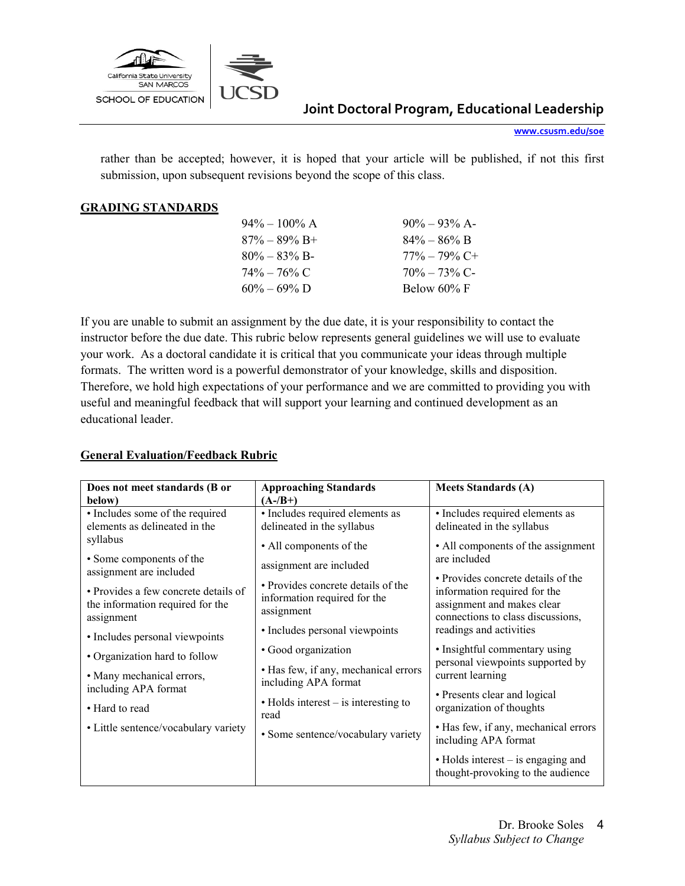rather than be accepted; however, it is hoped that your article will be published, if not this first submission, upon subsequent revisions beyond the scope of this class.

## GRADING STANDARDS

| | |
|---|---|
| 94% – 100% A | 90% – 93% A- |
| 87% – 89% B+ | 84% – 86% B |
| 80% – 83% B- | 77% – 79% C+ |
| 74% – 76% C | 70% – 73% C- |
| 60% – 69% D | Below 60% F |

If you are unable to submit an assignment by the due date, it is your responsibility to contact the instructor before the due date. This rubric below represents general guidelines we will use to evaluate your work. As a doctoral candidate it is critical that you communicate your ideas through multiple formats. The written word is a powerful demonstrator of your knowledge, skills and disposition. Therefore, we hold high expectations of your performance and we are committed to providing you with useful and meaningful feedback that will support your learning and continued development as an educational leader.

## General Evaluation/Feedback Rubric

| Does not meet standards (B or below) | Approaching Standards (A-/B+) | Meets Standards (A) |
|---|---|---|
| • Includes some of the required elements as delineated in the syllabus<br>• Some components of the assignment are included<br>• Provides a few concrete details of the information required for the assignment<br>• Includes personal viewpoints<br>• Organization hard to follow<br>• Many mechanical errors, including APA format<br>• Hard to read<br>• Little sentence/vocabulary variety | • Includes required elements as delineated in the syllabus<br>• All components of the assignment are included<br>• Provides concrete details of the information required for the assignment<br>• Includes personal viewpoints<br>• Good organization<br>• Has few, if any, mechanical errors including APA format<br>• Holds interest – is interesting to read<br>• Some sentence/vocabulary variety | • Includes required elements as delineated in the syllabus<br>• All components of the assignment are included<br>• Provides concrete details of the information required for the assignment and makes clear connections to class discussions, readings and activities<br>• Insightful commentary using personal viewpoints supported by current learning<br>• Presents clear and logical organization of thoughts<br>• Has few, if any, mechanical errors including APA format<br>• Holds interest – is engaging and thought-provoking to the audience |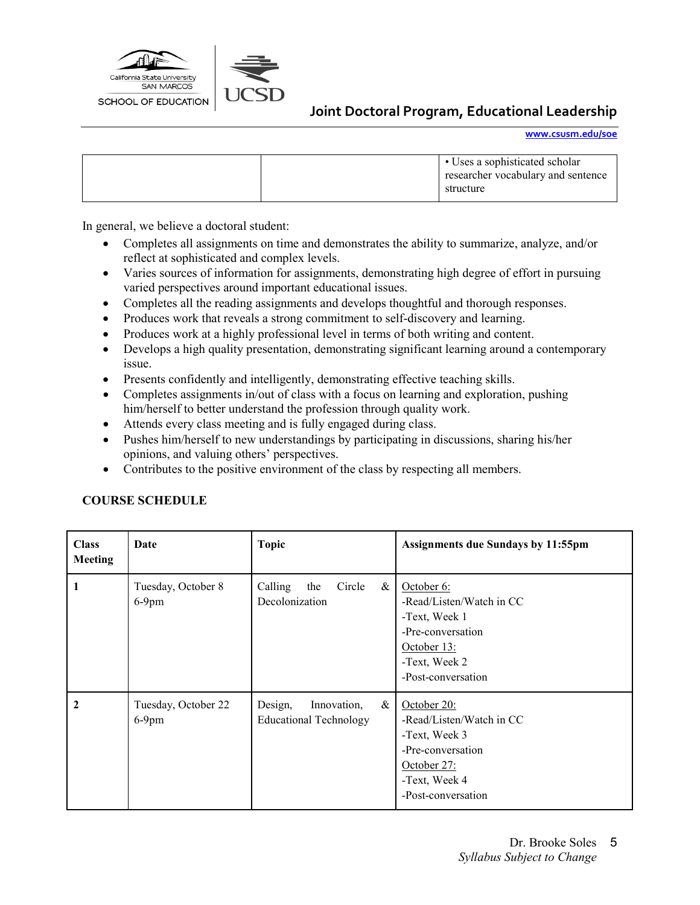| | | • Uses a sophisticated scholar researcher vocabulary and sentence structure |
|---|---|---|

In general, we believe a doctoral student:

- Completes all assignments on time and demonstrates the ability to summarize, analyze, and/or reflect at sophisticated and complex levels.
- Varies sources of information for assignments, demonstrating high degree of effort in pursuing varied perspectives around important educational issues.
- Completes all the reading assignments and develops thoughtful and thorough responses.
- Produces work that reveals a strong commitment to self-discovery and learning.
- Produces work at a highly professional level in terms of both writing and content.
- Develops a high quality presentation, demonstrating significant learning around a contemporary issue.
- Presents confidently and intelligently, demonstrating effective teaching skills.
- Completes assignments in/out of class with a focus on learning and exploration, pushing him/herself to better understand the profession through quality work.
- Attends every class meeting and is fully engaged during class.
- Pushes him/herself to new understandings by participating in discussions, sharing his/her opinions, and valuing others' perspectives.
- Contributes to the positive environment of the class by respecting all members.

**COURSE SCHEDULE**

| Class Meeting | Date | Topic | Assignments due Sundays by 11:55pm |
|---|---|---|---|
| **1** | Tuesday, October 8<br>6-9pm | Calling the Circle & Decolonization | <u>October 6:</u><br>-Read/Listen/Watch in CC<br>-Text, Week 1<br>-Pre-conversation<br><u>October 13:</u><br>-Text, Week 2<br>-Post-conversation |
| **2** | Tuesday, October 22<br>6-9pm | Design, Innovation, & Educational Technology | <u>October 20:</u><br>-Read/Listen/Watch in CC<br>-Text, Week 3<br>-Pre-conversation<br><u>October 27:</u><br>-Text, Week 4<br>-Post-conversation |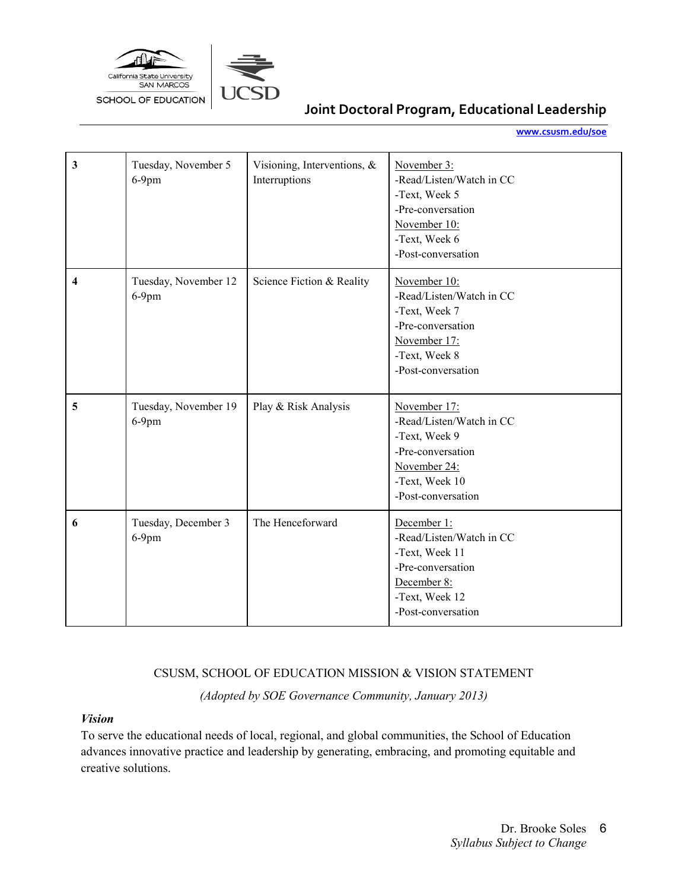| 3 | Tuesday, November 5<br>6-9pm | Visioning, Interventions, & Interruptions | November 3:<br>-Read/Listen/Watch in CC<br>-Text, Week 5<br>-Pre-conversation<br>November 10:<br>-Text, Week 6<br>-Post-conversation |
|---|---|---|---|
| 4 | Tuesday, November 12<br>6-9pm | Science Fiction & Reality | November 10:<br>-Read/Listen/Watch in CC<br>-Text, Week 7<br>-Pre-conversation<br>November 17:<br>-Text, Week 8<br>-Post-conversation |
| 5 | Tuesday, November 19<br>6-9pm | Play & Risk Analysis | November 17:<br>-Read/Listen/Watch in CC<br>-Text, Week 9<br>-Pre-conversation<br>November 24:<br>-Text, Week 10<br>-Post-conversation |
| 6 | Tuesday, December 3<br>6-9pm | The Henceforward | December 1:<br>-Read/Listen/Watch in CC<br>-Text, Week 11<br>-Pre-conversation<br>December 8:<br>-Text, Week 12<br>-Post-conversation |

## CSUSM, SCHOOL OF EDUCATION MISSION & VISION STATEMENT

*(Adopted by SOE Governance Community, January 2013)*

***Vision***

To serve the educational needs of local, regional, and global communities, the School of Education advances innovative practice and leadership by generating, embracing, and promoting equitable and creative solutions.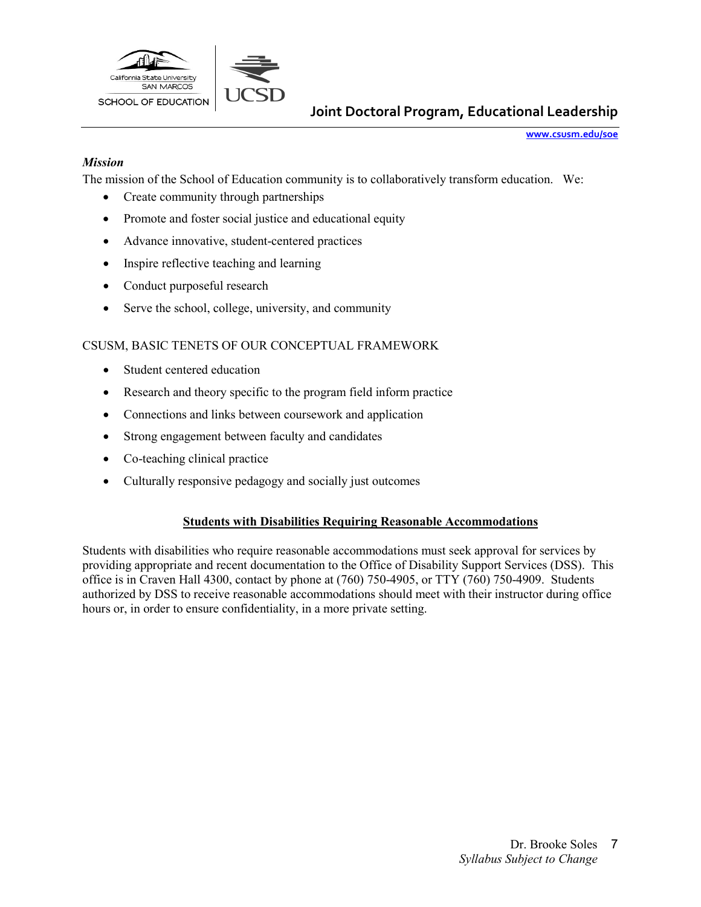*Mission*

The mission of the School of Education community is to collaboratively transform education. We:

- Create community through partnerships
- Promote and foster social justice and educational equity
- Advance innovative, student-centered practices
- Inspire reflective teaching and learning
- Conduct purposeful research
- Serve the school, college, university, and community

CSUSM, BASIC TENETS OF OUR CONCEPTUAL FRAMEWORK

- Student centered education
- Research and theory specific to the program field inform practice
- Connections and links between coursework and application
- Strong engagement between faculty and candidates
- Co-teaching clinical practice
- Culturally responsive pedagogy and socially just outcomes

## Students with Disabilities Requiring Reasonable Accommodations

Students with disabilities who require reasonable accommodations must seek approval for services by providing appropriate and recent documentation to the Office of Disability Support Services (DSS). This office is in Craven Hall 4300, contact by phone at (760) 750-4905, or TTY (760) 750-4909. Students authorized by DSS to receive reasonable accommodations should meet with their instructor during office hours or, in order to ensure confidentiality, in a more private setting.